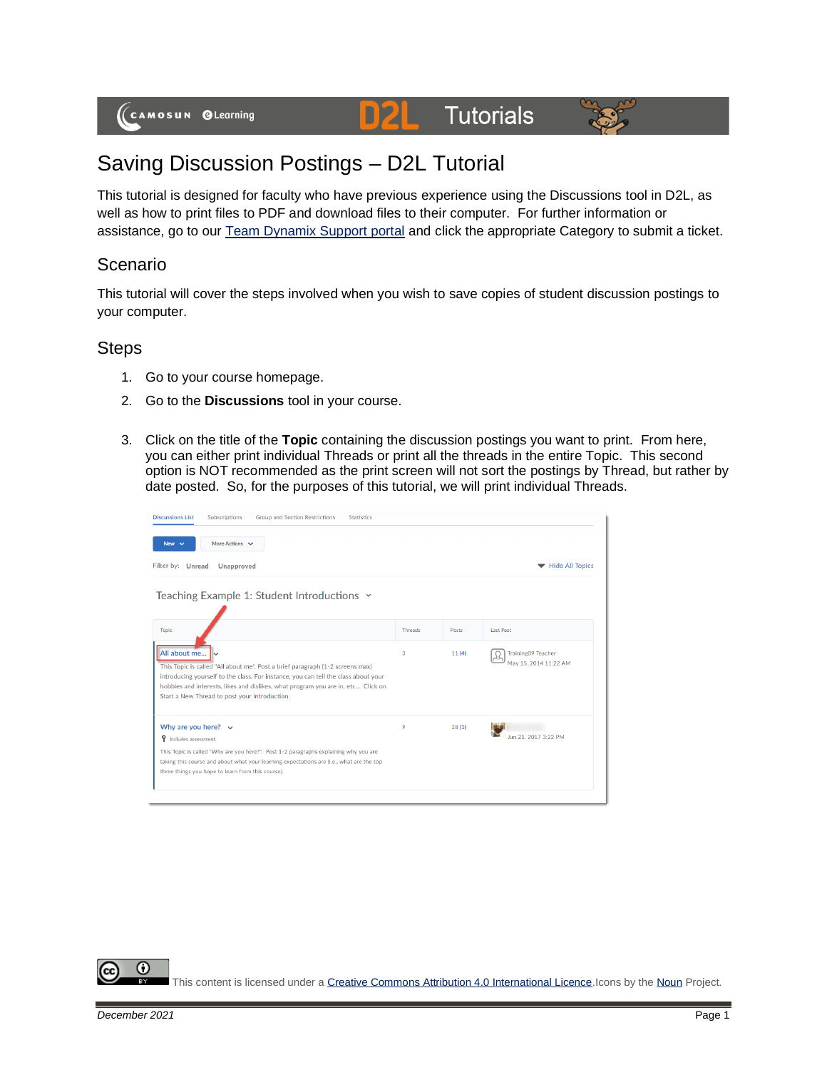# Saving Discussion Postings – D2L Tutorial

This tutorial is designed for faculty who have previous experience using the Discussions tool in D2L, as well as how to print files to PDF and download files to their computer. For further information or assistance, go to our Team Dynamix Support portal and click the appropriate Category to submit a ticket.

## Scenario

This tutorial will cover the steps involved when you wish to save copies of student discussion postings to your computer.

## Steps

1. Go to your course homepage.
2. Go to the **Discussions** tool in your course.
3. Click on the title of the **Topic** containing the discussion postings you want to print. From here, you can either print individual Threads or print all the threads in the entire Topic. This second option is NOT recommended as the print screen will not sort the postings by Thread, but rather by date posted. So, for the purposes of this tutorial, we will print individual Threads.

This content is licensed under a Creative Commons Attribution 4.0 International Licence. Icons by the Noun Project.

December 2021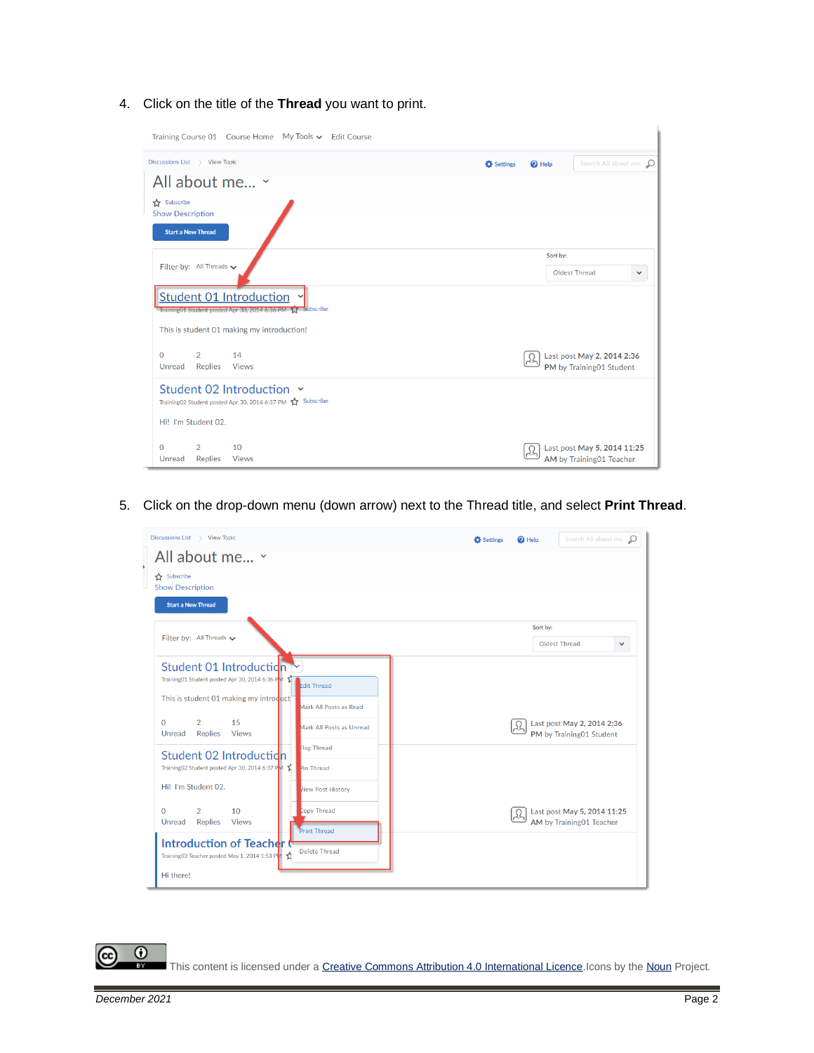4. Click on the title of the **Thread** you want to print.

5. Click on the drop-down menu (down arrow) next to the Thread title, and select **Print Thread**.

This content is licensed under a [Creative Commons Attribution 4.0 International Licence](). Icons by the [Noun]() Project.

*December 2021*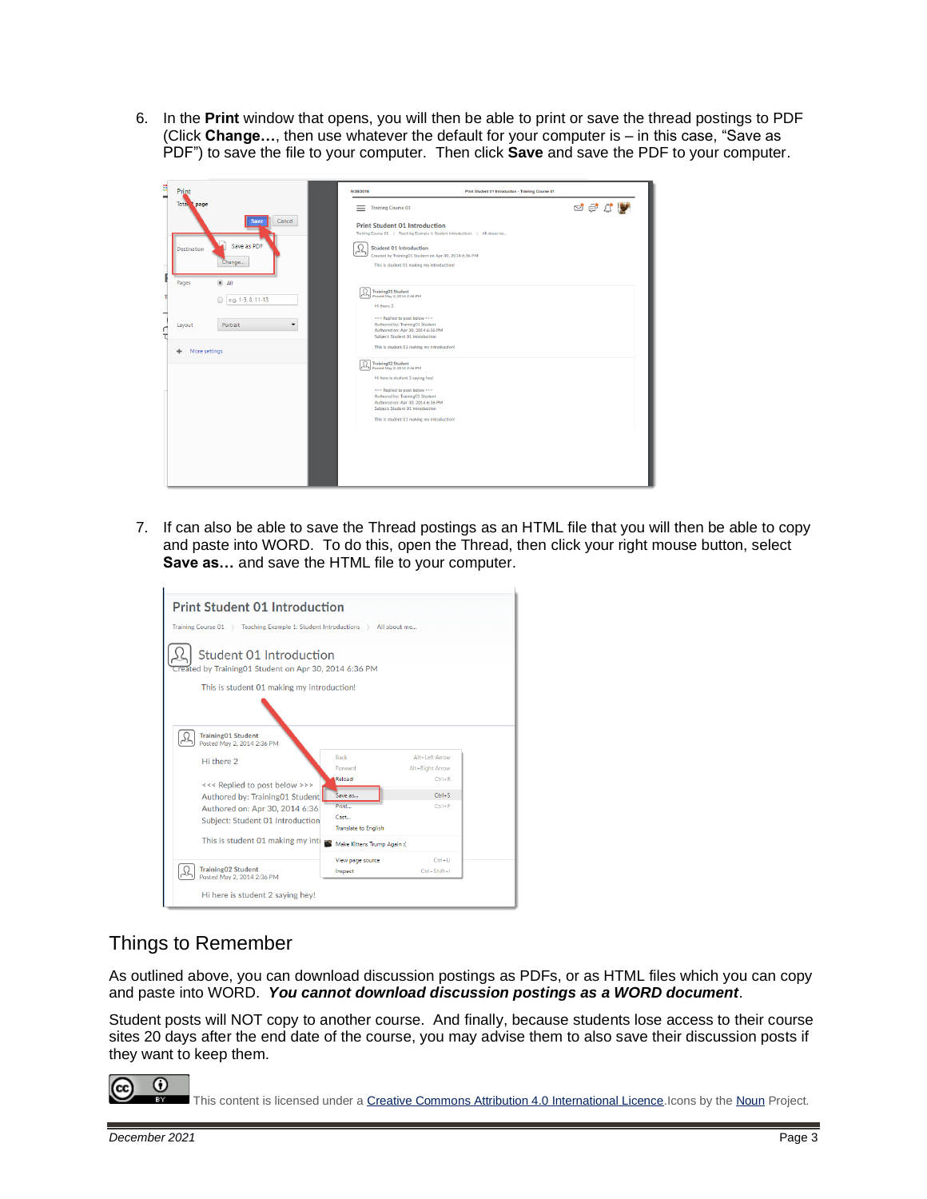6. In the **Print** window that opens, you will then be able to print or save the thread postings to PDF (Click **Change…**, then use whatever the default for your computer is – in this case, "Save as PDF") to save the file to your computer. Then click **Save** and save the PDF to your computer.

7. If can also be able to save the Thread postings as an HTML file that you will then be able to copy and paste into WORD. To do this, open the Thread, then click your right mouse button, select **Save as…** and save the HTML file to your computer.

## Things to Remember

As outlined above, you can download discussion postings as PDFs, or as HTML files which you can copy and paste into WORD. ***You cannot download discussion postings as a WORD document***.

Student posts will NOT copy to another course. And finally, because students lose access to their course sites 20 days after the end date of the course, you may advise them to also save their discussion posts if they want to keep them.

This content is licensed under a Creative Commons Attribution 4.0 International Licence. Icons by the Noun Project.

*December 2021*